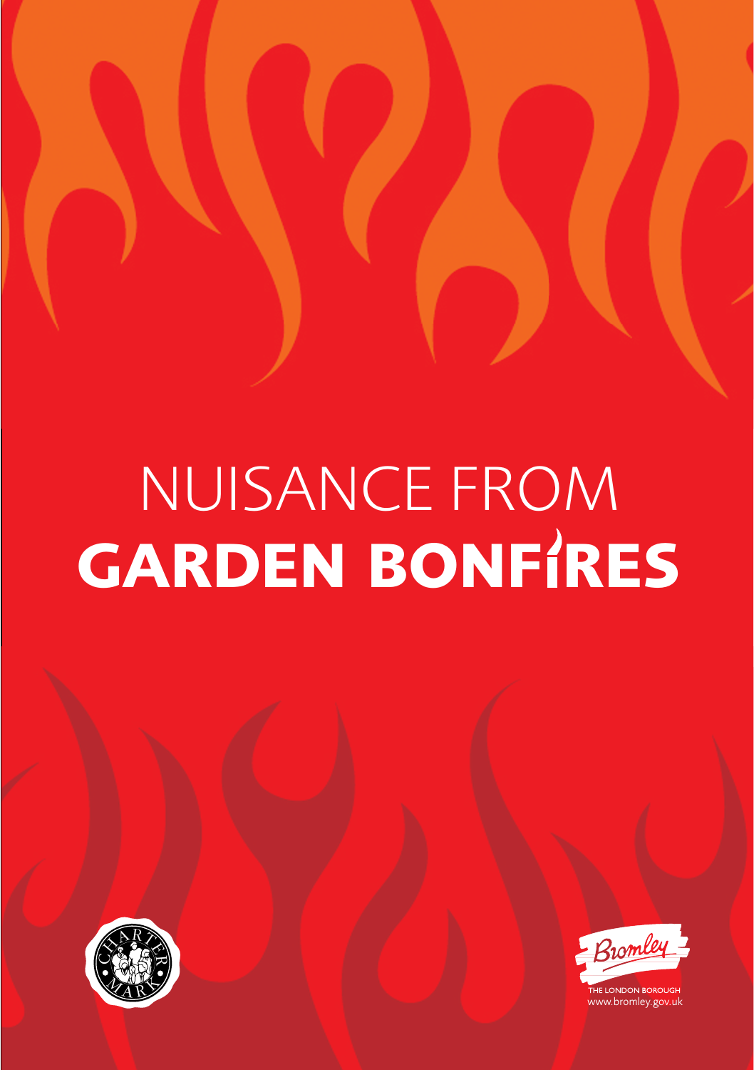# NUISANCE FROM GARDEN BONFIRES

THE LONDON BOROUGH
www.bromley.gov.uk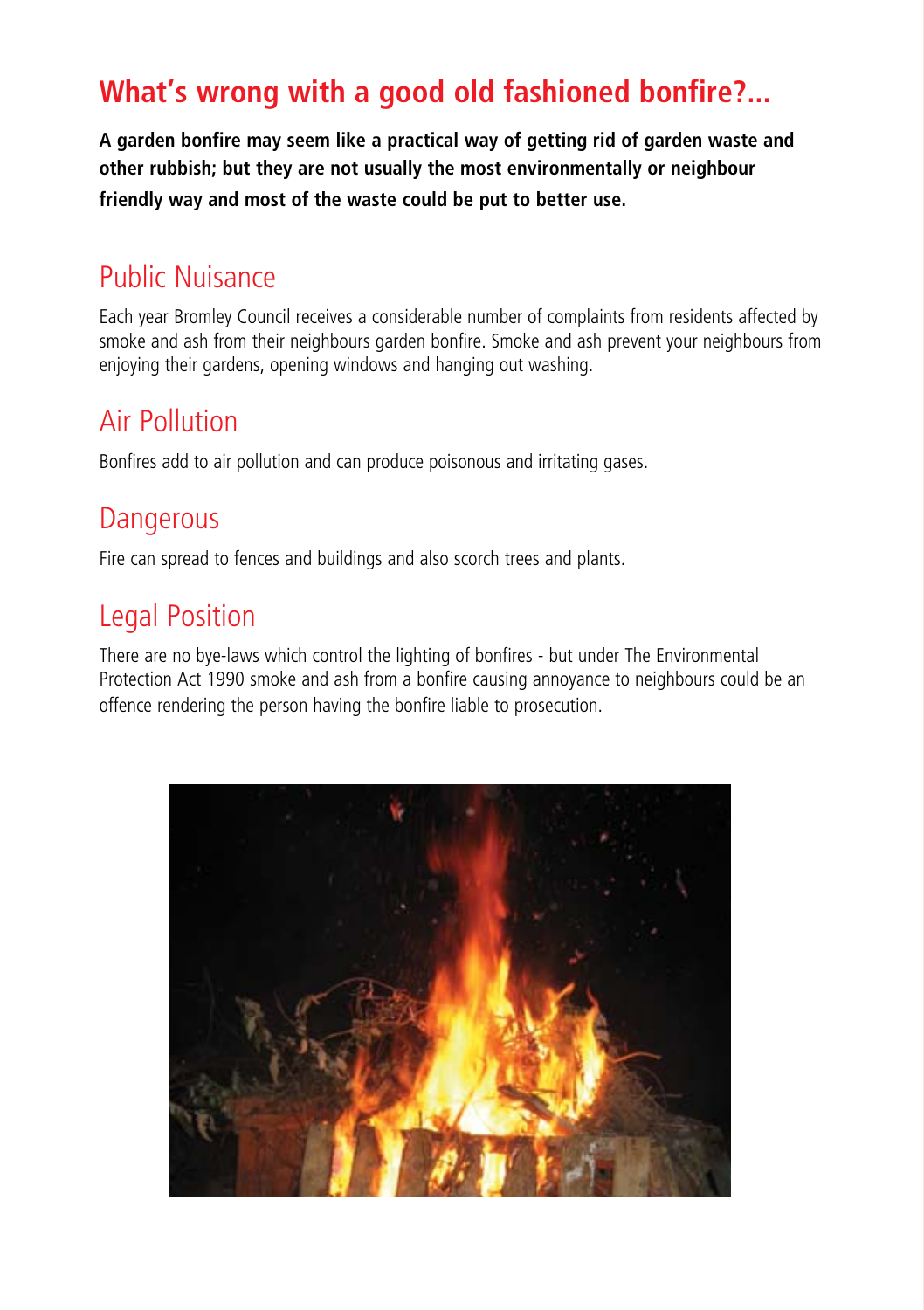# What's wrong with a good old fashioned bonfire?...

**A garden bonfire may seem like a practical way of getting rid of garden waste and other rubbish; but they are not usually the most environmentally or neighbour friendly way and most of the waste could be put to better use.**

## Public Nuisance

Each year Bromley Council receives a considerable number of complaints from residents affected by smoke and ash from their neighbours garden bonfire. Smoke and ash prevent your neighbours from enjoying their gardens, opening windows and hanging out washing.

## Air Pollution

Bonfires add to air pollution and can produce poisonous and irritating gases.

## Dangerous

Fire can spread to fences and buildings and also scorch trees and plants.

## Legal Position

There are no bye-laws which control the lighting of bonfires - but under The Environmental Protection Act 1990 smoke and ash from a bonfire causing annoyance to neighbours could be an offence rendering the person having the bonfire liable to prosecution.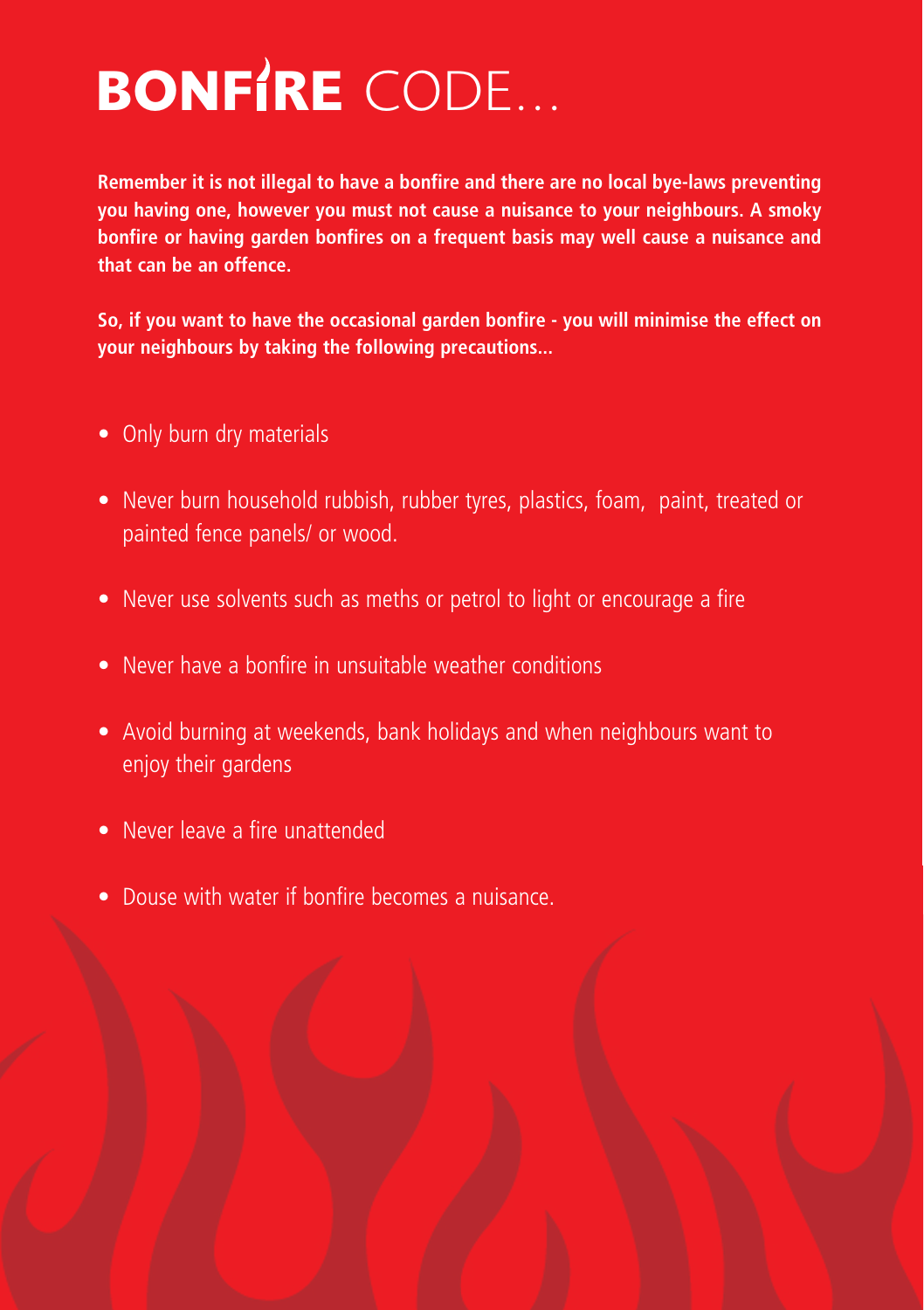# BONFIRE CODE...

**Remember it is not illegal to have a bonfire and there are no local bye-laws preventing you having one, however you must not cause a nuisance to your neighbours. A smoky bonfire or having garden bonfires on a frequent basis may well cause a nuisance and that can be an offence.**

**So, if you want to have the occasional garden bonfire - you will minimise the effect on your neighbours by taking the following precautions...**

- Only burn dry materials
- Never burn household rubbish, rubber tyres, plastics, foam, paint, treated or painted fence panels/ or wood.
- Never use solvents such as meths or petrol to light or encourage a fire
- Never have a bonfire in unsuitable weather conditions
- Avoid burning at weekends, bank holidays and when neighbours want to enjoy their gardens
- Never leave a fire unattended
- Douse with water if bonfire becomes a nuisance.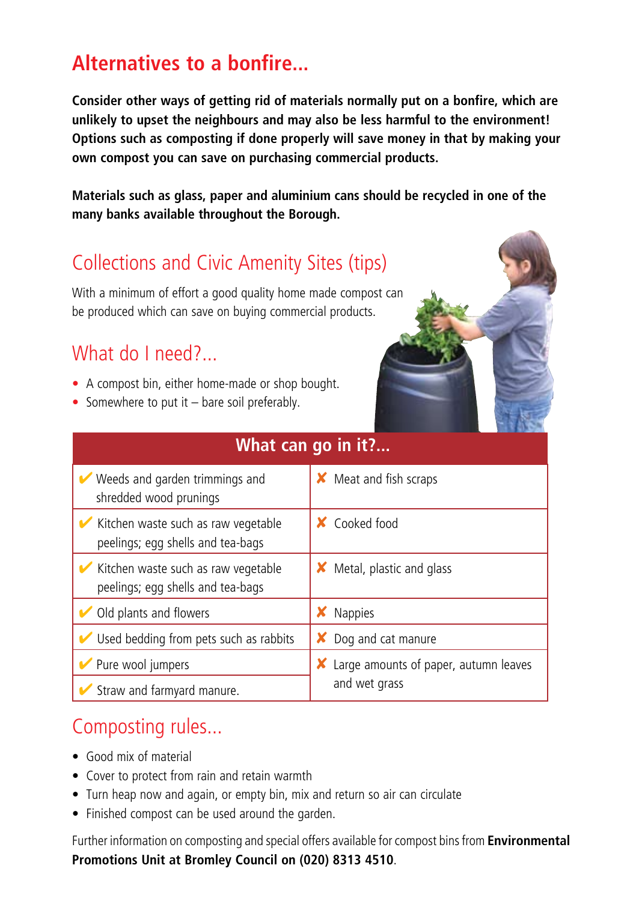# Alternatives to a bonfire...

**Consider other ways of getting rid of materials normally put on a bonfire, which are unlikely to upset the neighbours and may also be less harmful to the environment! Options such as composting if done properly will save money in that by making your own compost you can save on purchasing commercial products.**

**Materials such as glass, paper and aluminium cans should be recycled in one of the many banks available throughout the Borough.**

## Collections and Civic Amenity Sites (tips)

With a minimum of effort a good quality home made compost can be produced which can save on buying commercial products.

## What do I need?...

- A compost bin, either home-made or shop bought.
- Somewhere to put it – bare soil preferably.

| What can go in it?... | |
|---|---|
| ✔ Weeds and garden trimmings and shredded wood prunings | ✘ Meat and fish scraps |
| ✔ Kitchen waste such as raw vegetable peelings; egg shells and tea-bags | ✘ Cooked food |
| ✔ Kitchen waste such as raw vegetable peelings; egg shells and tea-bags | ✘ Metal, plastic and glass |
| ✔ Old plants and flowers | ✘ Nappies |
| ✔ Used bedding from pets such as rabbits | ✘ Dog and cat manure |
| ✔ Pure wool jumpers | ✘ Large amounts of paper, autumn leaves and wet grass |
| ✔ Straw and farmyard manure. | |

## Composting rules...

- Good mix of material
- Cover to protect from rain and retain warmth
- Turn heap now and again, or empty bin, mix and return so air can circulate
- Finished compost can be used around the garden.

Further information on composting and special offers available for compost bins from **Environmental Promotions Unit at Bromley Council on (020) 8313 4510**.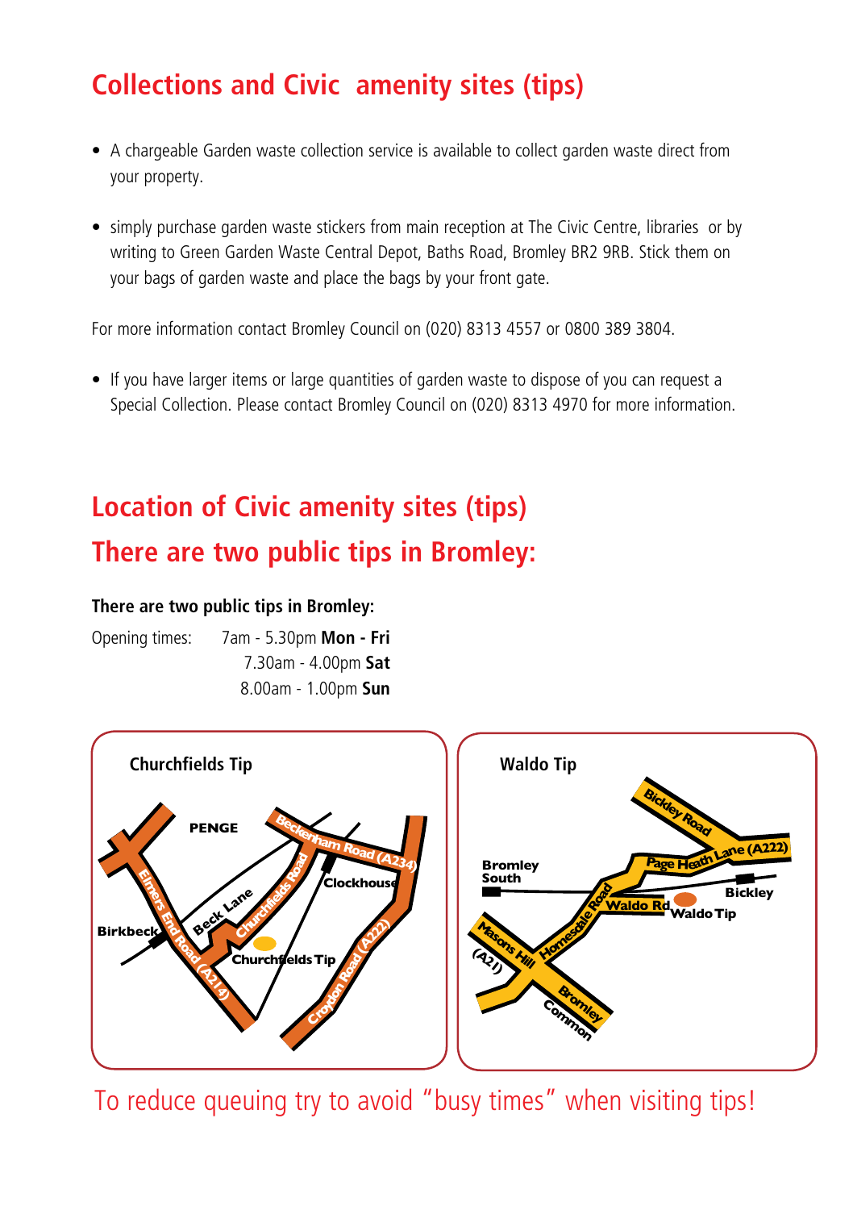## Collections and Civic amenity sites (tips)

- A chargeable Garden waste collection service is available to collect garden waste direct from your property.

- simply purchase garden waste stickers from main reception at The Civic Centre, libraries or by writing to Green Garden Waste Central Depot, Baths Road, Bromley BR2 9RB. Stick them on your bags of garden waste and place the bags by your front gate.

For more information contact Bromley Council on (020) 8313 4557 or 0800 389 3804.

- If you have larger items or large quantities of garden waste to dispose of you can request a Special Collection. Please contact Bromley Council on (020) 8313 4970 for more information.

## Location of Civic amenity sites (tips)

## There are two public tips in Bromley:

**There are two public tips in Bromley:**

Opening times: 7am - 5.30pm **Mon - Fri**
7.30am - 4.00pm **Sat**
8.00am - 1.00pm **Sun**

**Churchfields Tip**

PENGE, Beckenham Road (A234), Clockhouse, Churchfields Road, Beck Lane, Birkbeck, Elmers End Road (A214), Churchfields Tip, Croydon Road (A222)

**Waldo Tip**

Bickley Road, Page Heath Lane (A222), Bromley South, Bickley, Waldo Rd, Waldo Tip, Homesdale Road, Masons Hill (A21), Bromley Common

To reduce queuing try to avoid "busy times" when visiting tips!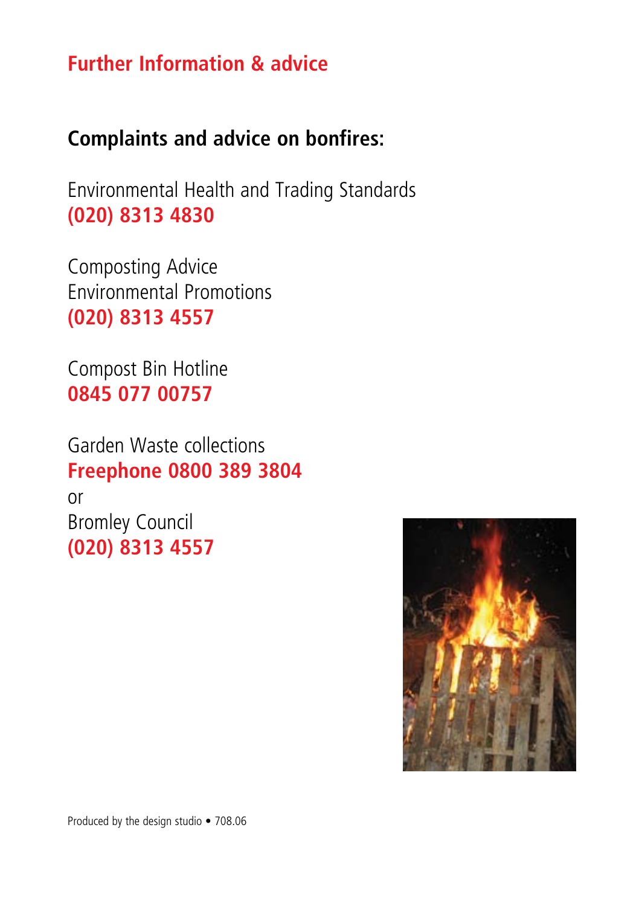## Further Information & advice

### Complaints and advice on bonfires:

Environmental Health and Trading Standards
**(020) 8313 4830**

Composting Advice
Environmental Promotions
**(020) 8313 4557**

Compost Bin Hotline
**0845 077 00757**

Garden Waste collections
**Freephone 0800 389 3804**
or
Bromley Council
**(020) 8313 4557**

Produced by the design studio • 708.06